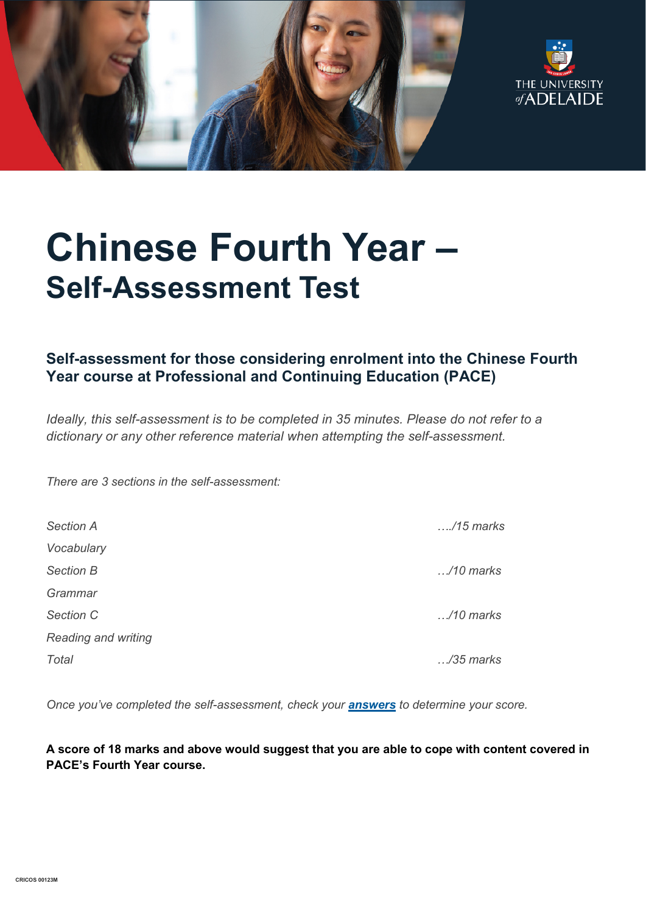# Chinese Fourth Year –
## Self-Assessment Test

### Self-assessment for those considering enrolment into the Chinese Fourth Year course at Professional and Continuing Education (PACE)

*Ideally, this self-assessment is to be completed in 35 minutes. Please do not refer to a dictionary or any other reference material when attempting the self-assessment.*

*There are 3 sections in the self-assessment:*

| | |
|---|---|
| *Section A* | *…./15 marks* |
| *Vocabulary* | |
| *Section B* | *…/10 marks* |
| *Grammar* | |
| *Section C* | *…/10 marks* |
| *Reading and writing* | |
| *Total* | *…/35 marks* |

*Once you've completed the self-assessment, check your* ***answers*** *to determine your score.*

**A score of 18 marks and above would suggest that you are able to cope with content covered in PACE's Fourth Year course.**

CRICOS 00123M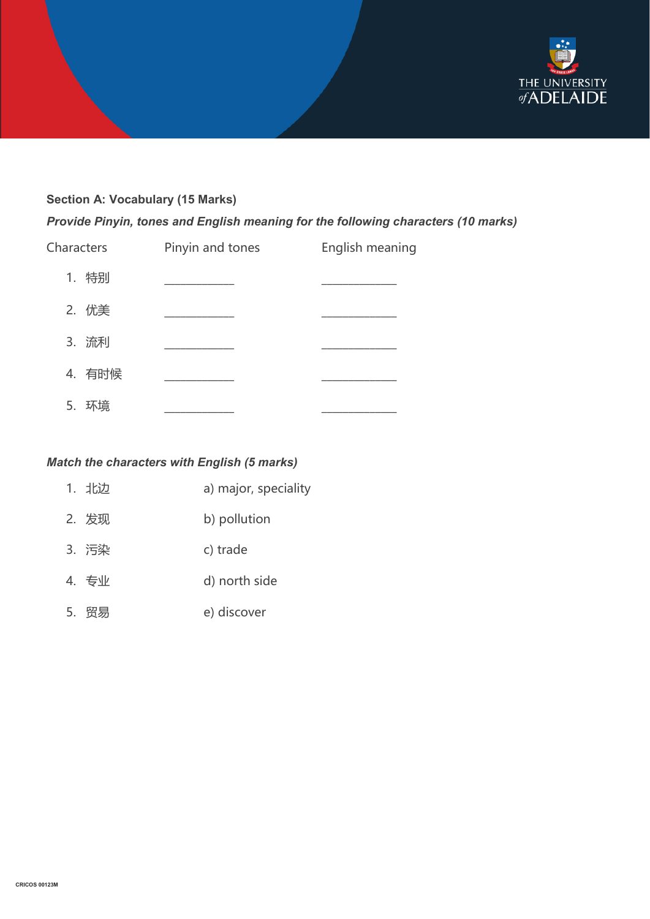**Section A: Vocabulary (15 Marks)**

***Provide Pinyin, tones and English meaning for the following characters (10 marks)***

| Characters | Pinyin and tones | English meaning |
|---|---|---|
| 1. 特别 | __________ | ___________ |
| 2. 优美 | __________ | ___________ |
| 3. 流利 | __________ | ___________ |
| 4. 有时候 | __________ | ___________ |
| 5. 环境 | __________ | ___________ |

***Match the characters with English (5 marks)***

| | |
|---|---|
| 1. 北边 | a) major, speciality |
| 2. 发现 | b) pollution |
| 3. 污染 | c) trade |
| 4. 专业 | d) north side |
| 5. 贸易 | e) discover |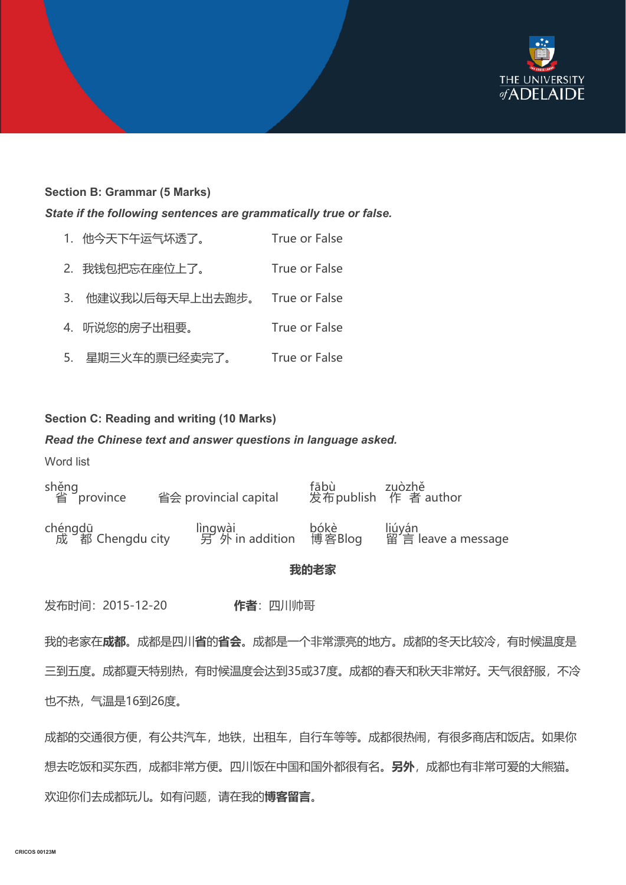**Section B: Grammar (5 Marks)**

***State if the following sentences are grammatically true or false.***

1. 他今天下午运气坏透了。 True or False
2. 我钱包把忘在座位上了。 True or False
3. 他建议我以后每天早上出去跑步。 True or False
4. 听说您的房子出租要。 True or False
5. 星期三火车的票已经卖完了。 True or False

**Section C: Reading and writing (10 Marks)**

***Read the Chinese text and answer questions in language asked.***

Word list

| | | | |
|---|---|---|---|
| shěng 省 province | 省会 provincial capital | fābù 发布 publish | zuòzhě 作者 author |
| chéngdū 成都 Chengdu city | lìngwài 另外 in addition | bókè 博客 Blog | liúyán 留言 leave a message |

**我的老家**

发布时间：2015-12-20 **作者**：四川帅哥

我的老家在**成都**。成都是四川**省**的**省会**。成都是一个非常漂亮的地方。成都的冬天比较冷，有时候温度是三到五度。成都夏天特别热，有时候温度会达到35或37度。成都的春天和秋天非常好。天气很舒服，不冷也不热，气温是16到26度。

成都的交通很方便，有公共汽车，地铁，出租车，自行车等等。成都很热闹，有很多商店和饭店。如果你想去吃饭和买东西，成都非常方便。四川饭在中国和国外都很有名。**另外**，成都也有非常可爱的大熊猫。欢迎你们去成都玩儿。如有问题，请在我的**博客留言**。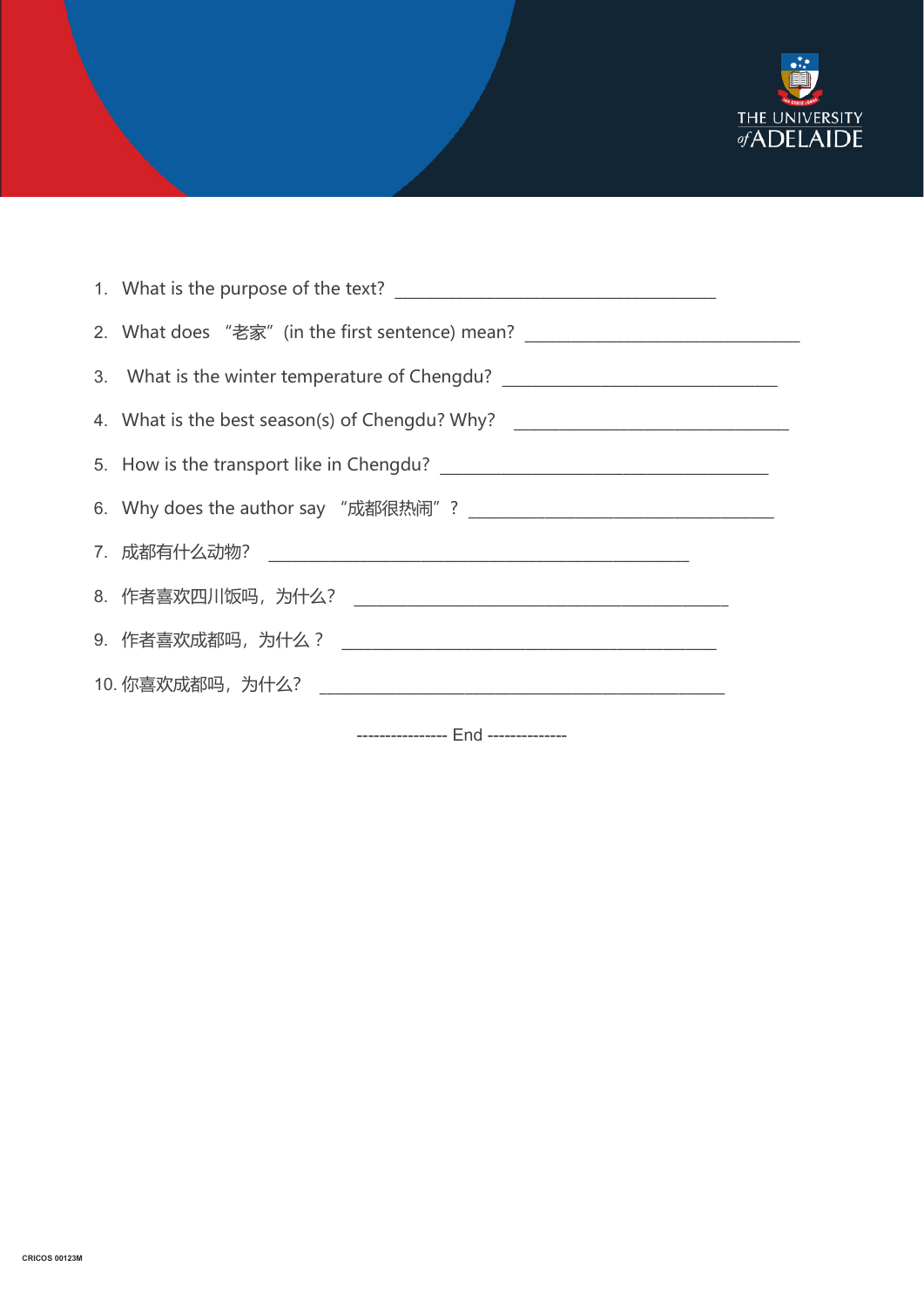1. What is the purpose of the text? ____________________________________
2. What does “老家”(in the first sentence) mean? _______________________________
3. What is the winter temperature of Chengdu? _______________________________
4. What is the best season(s) of Chengdu? Why? _______________________________
5. How is the transport like in Chengdu? _____________________________________
6. Why does the author say “成都很热闹”? __________________________________
7. 成都有什么动物? _______________________________________________
8. 作者喜欢四川饭吗，为什么? __________________________________________
9. 作者喜欢成都吗，为什么 ? __________________________________________
10. 你喜欢成都吗，为什么? ____________________________________________

---------------- End --------------